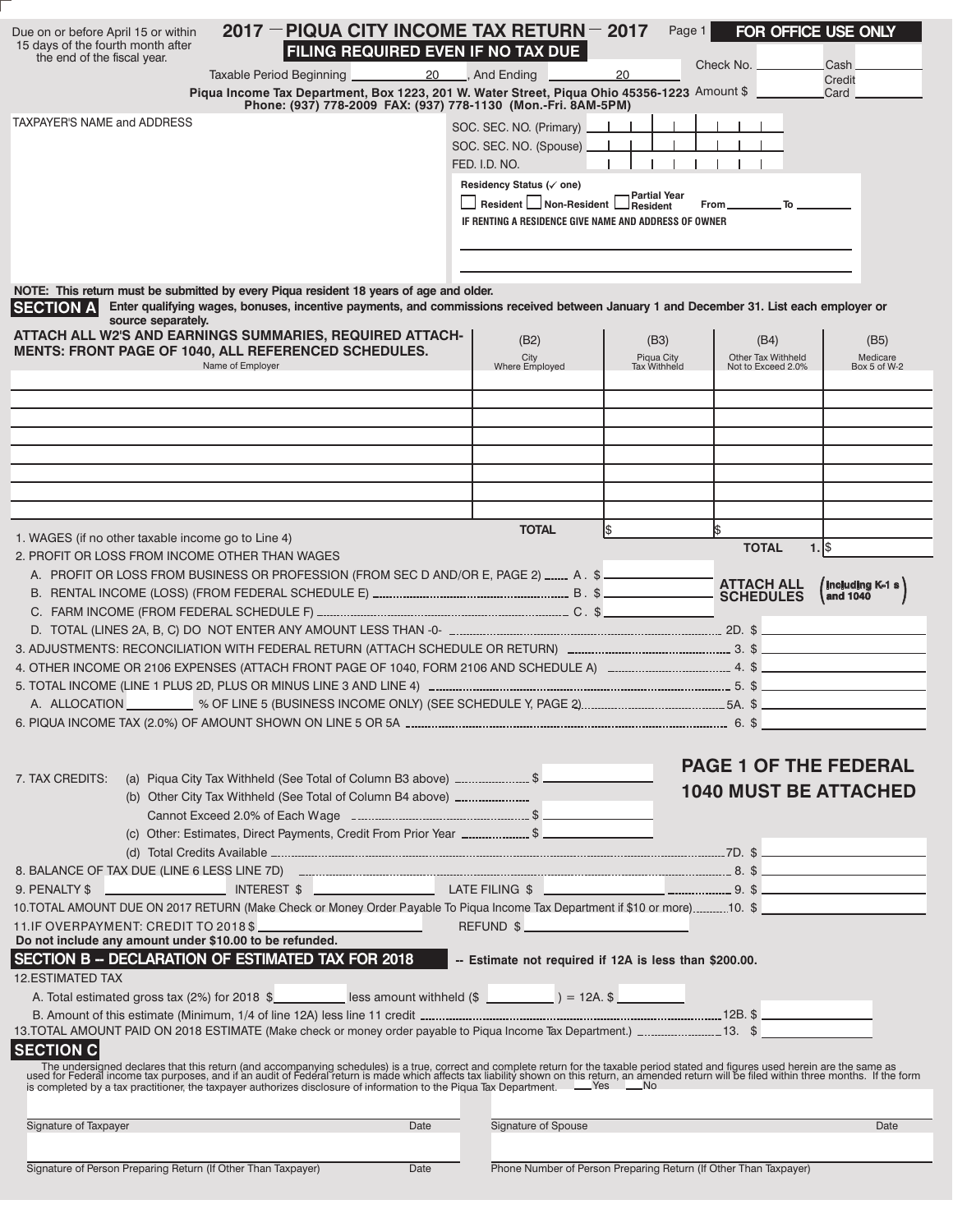Due on or before April 15 or within 15 days of the fourth month after the end of the fiscal year.

# 2017 — PIQUA CITY INCOME TAX RETURN — 2017

**FILING REQUIRED EVEN IF NO TAX DUE**

Page 1

**FOR OFFICE USE ONLY**

Check No. ________ Cash ________

Amount $ ________ Credit Card ________

Taxable Period Beginning ________ 20____, And Ending ________ 20____

**Piqua Income Tax Department, Box 1223, 201 W. Water Street, Piqua Ohio 45356-1223**
**Phone: (937) 778-2009 FAX: (937) 778-1130 (Mon.-Fri. 8AM-5PM)**

TAXPAYER'S NAME and ADDRESS

SOC. SEC. NO. (Primary) ________

SOC. SEC. NO. (Spouse) ________

FED. I.D. NO. ________

Residency Status (✓ one)

☐ Resident ☐ Non-Resident ☐ Partial Year Resident From ________ To ________

IF RENTING A RESIDENCE GIVE NAME AND ADDRESS OF OWNER

________________________________

________________________________

**NOTE: This return must be submitted by every Piqua resident 18 years of age and older.**

## SECTION A

**Enter qualifying wages, bonuses, incentive payments, and commissions received between January 1 and December 31. List each employer or source separately.**

**ATTACH ALL W2'S AND EARNINGS SUMMARIES, REQUIRED ATTACHMENTS: FRONT PAGE OF 1040, ALL REFERENCED SCHEDULES.**

| Name of Employer | (B2) City Where Employed | (B3) Piqua City Tax Withheld | (B4) Other Tax Withheld Not to Exceed 2.0% | (B5) Medicare Box 5 of W-2 |
|---|---|---|---|---|
| | | | | |
| | | | | |
| | | | | |
| | | | | |
| | | | | |
| | | | | |
| | | | | |
| | **TOTAL** | $ | $ | |

1. WAGES (if no other taxable income go to Line 4) ........ **TOTAL 1.** $ ________

2. PROFIT OR LOSS FROM INCOME OTHER THAN WAGES

   A. PROFIT OR LOSS FROM BUSINESS OR PROFESSION (FROM SEC D AND/OR E, PAGE 2) ........ A. $ ________

   B. RENTAL INCOME (LOSS) (FROM FEDERAL SCHEDULE E) ........ B. $ ________

   C. FARM INCOME (FROM FEDERAL SCHEDULE F) ........ C. $ ________

   **ATTACH ALL SCHEDULES** (Including K-1 s and 1040)

   D. TOTAL (LINES 2A, B, C) DO NOT ENTER ANY AMOUNT LESS THAN -0- ........ 2D. $ ________

3. ADJUSTMENTS: RECONCILIATION WITH FEDERAL RETURN (ATTACH SCHEDULE OR RETURN) ........ 3. $ ________

4. OTHER INCOME OR 2106 EXPENSES (ATTACH FRONT PAGE OF 1040, FORM 2106 AND SCHEDULE A) ........ 4. $ ________

5. TOTAL INCOME (LINE 1 PLUS 2D, PLUS OR MINUS LINE 3 AND LINE 4) ........ 5. $ ________

   A. ALLOCATION ________ % OF LINE 5 (BUSINESS INCOME ONLY) (SEE SCHEDULE Y, PAGE 2) ........ 5A. $ ________

6. PIQUA INCOME TAX (2.0%) OF AMOUNT SHOWN ON LINE 5 OR 5A ........ 6. $ ________

7. TAX CREDITS:
   (a) Piqua City Tax Withheld (See Total of Column B3 above) ........ $ ________
   (b) Other City Tax Withheld (See Total of Column B4 above) Cannot Exceed 2.0% of Each Wage ........ $ ________
   (c) Other: Estimates, Direct Payments, Credit From Prior Year ........ $ ________
   (d) Total Credits Available ........ 7D. $ ________

**PAGE 1 OF THE FEDERAL 1040 MUST BE ATTACHED**

8. BALANCE OF TAX DUE (LINE 6 LESS LINE 7D) ........ 8. $ ________

9. PENALTY $ ________ INTEREST $ ________ LATE FILING $ ________ ........ 9. $ ________

10. TOTAL AMOUNT DUE ON 2017 RETURN (Make Check or Money Order Payable To Piqua Income Tax Department if $10 or more) ........ 10. $ ________

11. IF OVERPAYMENT: CREDIT TO 2018 $ ________ REFUND $ ________

**Do not include any amount under $10.00 to be refunded.**

## SECTION B -- DECLARATION OF ESTIMATED TAX FOR 2018

**-- Estimate not required if 12A is less than $200.00.**

12. ESTIMATED TAX

   A. Total estimated gross tax (2%) for 2018 $ ________ less amount withheld ($ ________ ) = 12A. $ ________

   B. Amount of this estimate (Minimum, 1/4 of line 12A) less line 11 credit ........ 12B. $ ________

13. TOTAL AMOUNT PAID ON 2018 ESTIMATE (Make check or money order payable to Piqua Income Tax Department.) ........ 13. $ ________

## SECTION C

The undersigned declares that this return (and accompanying schedules) is a true, correct and complete return for the taxable period stated and figures used herein are the same as used for Federal income tax purposes, and if an audit of Federal return is made which affects tax liability shown on this return, an amended return will be filed within three months. If the form is completed by a tax practitioner, the taxpayer authorizes disclosure of information to the Piqua Tax Department. ___Yes ___No

Signature of Taxpayer ________ Date ________

Signature of Spouse ________ Date ________

Signature of Person Preparing Return (If Other Than Taxpayer) ________ Date ________

Phone Number of Person Preparing Return (If Other Than Taxpayer) ________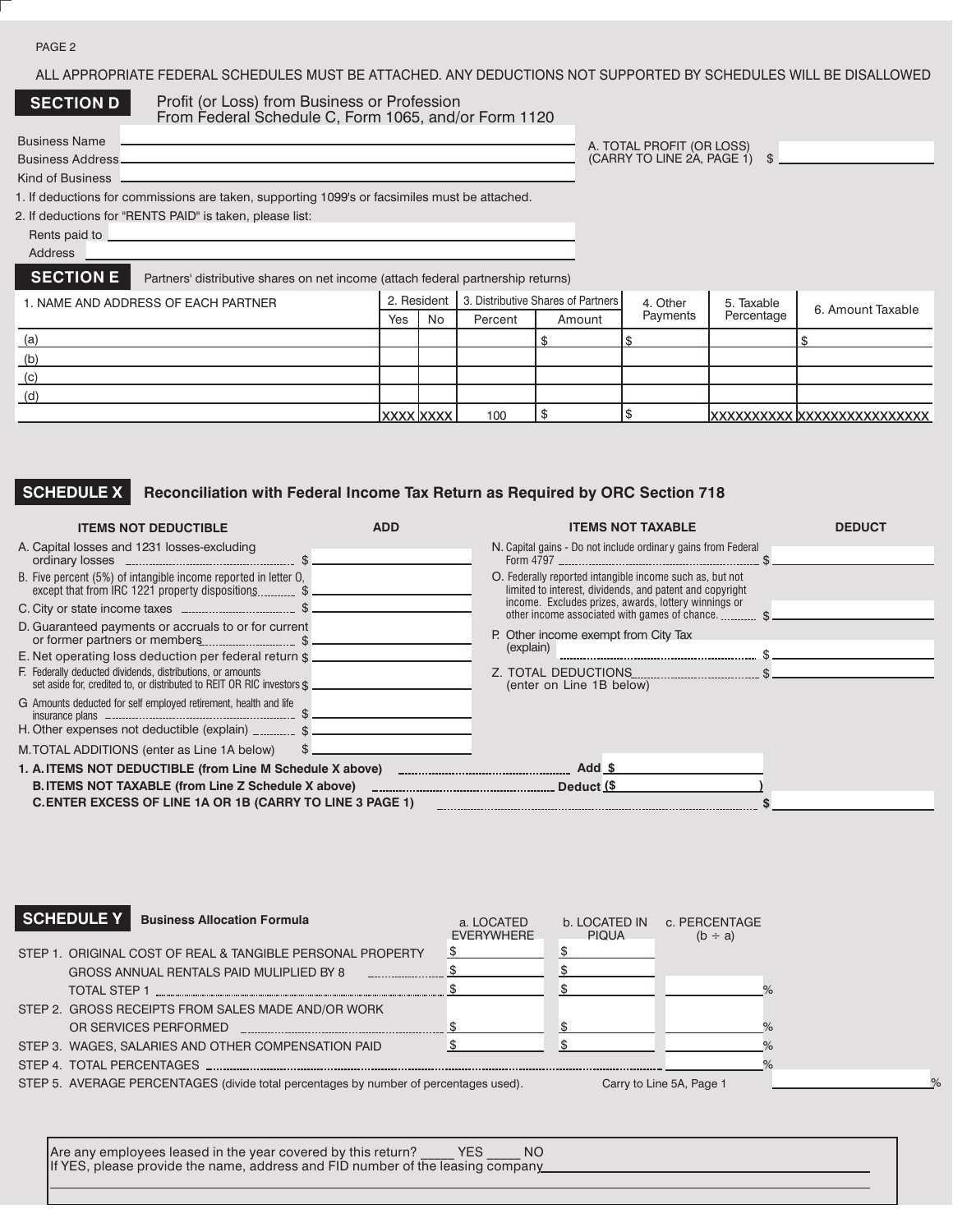ALL APPROPRIATE FEDERAL SCHEDULES MUST BE ATTACHED. ANY DEDUCTIONS NOT SUPPORTED BY SCHEDULES WILL BE DISALLOWED

## SECTION D

Profit (or Loss) from Business or Profession
From Federal Schedule C, Form 1065, and/or Form 1120

Business Name ______________________

Business Address ______________________

Kind of Business ______________________

A. TOTAL PROFIT (OR LOSS) (CARRY TO LINE 2A, PAGE 1) $ ______________

1. If deductions for commissions are taken, supporting 1099's or facsimiles must be attached.
2. If deductions for "RENTS PAID" is taken, please list:

Rents paid to ______________________

Address ______________________

## SECTION E

Partners' distributive shares on net income (attach federal partnership returns)

| 1. NAME AND ADDRESS OF EACH PARTNER | 2. Resident | | 3. Distributive Shares of Partners | | 4. Other Payments | 5. Taxable Percentage | 6. Amount Taxable |
|---|---|---|---|---|---|---|---|
| | Yes | No | Percent | Amount | | | |
| (a) | | | | $ | $ | | $ |
| (b) | | | | | | | |
| (c) | | | | | | | |
| (d) | | | | | | | |
| | XXXX | XXXX | 100 | $ | $ | XXXXXXXXXX | XXXXXXXXXXXXXXX |

## SCHEDULE X

**Reconciliation with Federal Income Tax Return as Required by ORC Section 718**

| ITEMS NOT DEDUCTIBLE | ADD |
|---|---|
| A. Capital losses and 1231 losses-excluding ordinary losses | $ |
| B. Five percent (5%) of intangible income reported in letter O, except that from IRC 1221 property dispositions | $ |
| C. City or state income taxes | $ |
| D. Guaranteed payments or accruals to or for current or former partners or members | $ |
| E. Net operating loss deduction per federal return | $ |
| F. Federally deducted dividends, distributions, or amounts set aside for, credited to, or distributed to REIT OR RIC investors | $ |
| G Amounts deducted for self employed retirement, health and life insurance plans | $ |
| H. Other expenses not deductible (explain) | $ |
| M. TOTAL ADDITIONS (enter as Line 1A below) | $ |

| ITEMS NOT TAXABLE | DEDUCT |
|---|---|
| N. Capital gains - Do not include ordinary gains from Federal Form 4797 | $ |
| O. Federally reported intangible income such as, but not limited to interest, dividends, and patent and copyright income. Excludes prizes, awards, lottery winnings or other income associated with games of chance. | $ |
| P. Other income exempt from City Tax (explain) | $ |
| Z. TOTAL DEDUCTIONS (enter on Line 1B below) | $ |

**1. A. ITEMS NOT DEDUCTIBLE (from Line M Schedule X above)** Add $ ______________

**B. ITEMS NOT TAXABLE (from Line Z Schedule X above)** Deduct ($ ______________ )

**C. ENTER EXCESS OF LINE 1A OR 1B (CARRY TO LINE 3 PAGE 1)** $ ______________

## SCHEDULE Y

**Business Allocation Formula**

| | a. LOCATED EVERYWHERE | b. LOCATED IN PIQUA | c. PERCENTAGE (b ÷ a) |
|---|---|---|---|
| STEP 1. ORIGINAL COST OF REAL & TANGIBLE PERSONAL PROPERTY | $ | $ | |
| GROSS ANNUAL RENTALS PAID MULIPLIED BY 8 | $ | $ | |
| TOTAL STEP 1 | $ | $ | % |
| STEP 2. GROSS RECEIPTS FROM SALES MADE AND/OR WORK OR SERVICES PERFORMED | $ | $ | % |
| STEP 3. WAGES, SALARIES AND OTHER COMPENSATION PAID | $ | $ | % |
| STEP 4. TOTAL PERCENTAGES | | | % |

STEP 5. AVERAGE PERCENTAGES (divide total percentages by number of percentages used). Carry to Line 5A, Page 1 ______________ %

Are any employees leased in the year covered by this return? ____ YES ____ NO

If YES, please provide the name, address and FID number of the leasing company ______________________